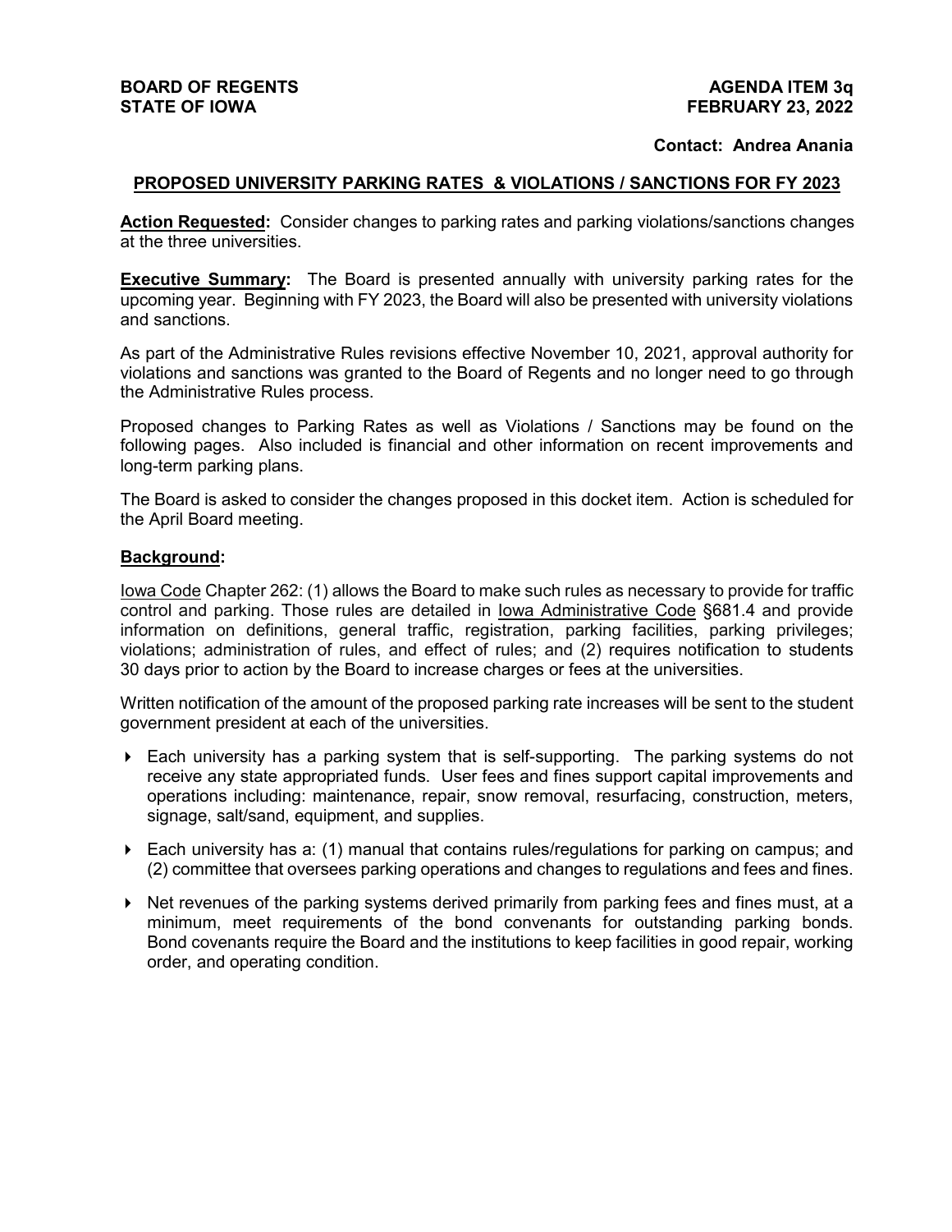**BOARD OF REGENTS**
**STATE OF IOWA**

**AGENDA ITEM 3q**
**FEBRUARY 23, 2022**

**Contact: Andrea Anania**

## PROPOSED UNIVERSITY PARKING RATES & VIOLATIONS / SANCTIONS FOR FY 2023

**Action Requested:** Consider changes to parking rates and parking violations/sanctions changes at the three universities.

**Executive Summary:** The Board is presented annually with university parking rates for the upcoming year. Beginning with FY 2023, the Board will also be presented with university violations and sanctions.

As part of the Administrative Rules revisions effective November 10, 2021, approval authority for violations and sanctions was granted to the Board of Regents and no longer need to go through the Administrative Rules process.

Proposed changes to Parking Rates as well as Violations / Sanctions may be found on the following pages. Also included is financial and other information on recent improvements and long-term parking plans.

The Board is asked to consider the changes proposed in this docket item. Action is scheduled for the April Board meeting.

**Background:**

Iowa Code Chapter 262: (1) allows the Board to make such rules as necessary to provide for traffic control and parking. Those rules are detailed in Iowa Administrative Code §681.4 and provide information on definitions, general traffic, registration, parking facilities, parking privileges; violations; administration of rules, and effect of rules; and (2) requires notification to students 30 days prior to action by the Board to increase charges or fees at the universities.

Written notification of the amount of the proposed parking rate increases will be sent to the student government president at each of the universities.

- Each university has a parking system that is self-supporting. The parking systems do not receive any state appropriated funds. User fees and fines support capital improvements and operations including: maintenance, repair, snow removal, resurfacing, construction, meters, signage, salt/sand, equipment, and supplies.
- Each university has a: (1) manual that contains rules/regulations for parking on campus; and (2) committee that oversees parking operations and changes to regulations and fees and fines.
- Net revenues of the parking systems derived primarily from parking fees and fines must, at a minimum, meet requirements of the bond convenants for outstanding parking bonds. Bond covenants require the Board and the institutions to keep facilities in good repair, working order, and operating condition.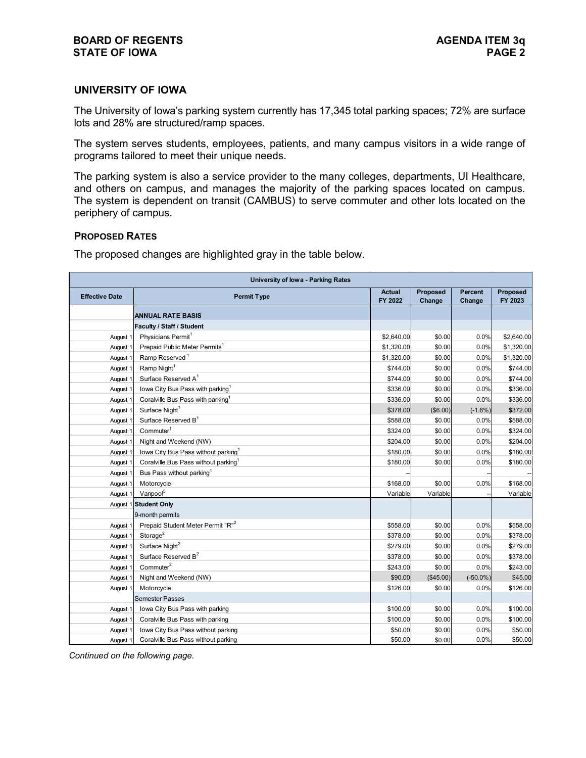## UNIVERSITY OF IOWA

The University of Iowa's parking system currently has 17,345 total parking spaces; 72% are surface lots and 28% are structured/ramp spaces.

The system serves students, employees, patients, and many campus visitors in a wide range of programs tailored to meet their unique needs.

The parking system is also a service provider to the many colleges, departments, UI Healthcare, and others on campus, and manages the majority of the parking spaces located on campus. The system is dependent on transit (CAMBUS) to serve commuter and other lots located on the periphery of campus.

### PROPOSED RATES

The proposed changes are highlighted gray in the table below.

| University of Iowa - Parking Rates | | | | | |
|---|---|---|---|---|---|
| **Effective Date** | **Permit Type** | **Actual FY 2022** | **Proposed Change** | **Percent Change** | **Proposed FY 2023** |
| | **ANNUAL RATE BASIS** | | | | |
| | **Faculty / Staff / Student** | | | | |
| August 1 | Physicians Permit[1] | $2,640.00 | $0.00 | 0.0% | $2,640.00 |
| August 1 | Prepaid Public Meter Permits[1] | $1,320.00 | $0.00 | 0.0% | $1,320.00 |
| August 1 | Ramp Reserved[1] | $1,320.00 | $0.00 | 0.0% | $1,320.00 |
| August 1 | Ramp Night[1] | $744.00 | $0.00 | 0.0% | $744.00 |
| August 1 | Surface Reserved A[1] | $744.00 | $0.00 | 0.0% | $744.00 |
| August 1 | Iowa City Bus Pass with parking[1] | $336.00 | $0.00 | 0.0% | $336.00 |
| August 1 | Coralville Bus Pass with parking[1] | $336.00 | $0.00 | 0.0% | $336.00 |
| August 1 | Surface Night[1] | $378.00 | ($6.00) | (-1.6%) | $372.00 |
| August 1 | Surface Reserved B[1] | $588.00 | $0.00 | 0.0% | $588.00 |
| August 1 | Commuter[1] | $324.00 | $0.00 | 0.0% | $324.00 |
| August 1 | Night and Weekend (NW) | $204.00 | $0.00 | 0.0% | $204.00 |
| August 1 | Iowa City Bus Pass without parking[1] | $180.00 | $0.00 | 0.0% | $180.00 |
| August 1 | Coralville Bus Pass without parking[1] | $180.00 | $0.00 | 0.0% | $180.00 |
| August 1 | Bus Pass without parking[1] | -- | | -- | -- |
| August 1 | Motorcycle | $168.00 | $0.00 | 0.0% | $168.00 |
| August 1 | Vanpool[5] | Variable | Variable | -- | Variable |
| August 1 | **Student Only** | | | | |
| | 9-month permits | | | | |
| August 1 | Prepaid Student Meter Permit "R"[2] | $558.00 | $0.00 | 0.0% | $558.00 |
| August 1 | Storage[2] | $378.00 | $0.00 | 0.0% | $378.00 |
| August 1 | Surface Night[2] | $279.00 | $0.00 | 0.0% | $279.00 |
| August 1 | Surface Reserved B[2] | $378.00 | $0.00 | 0.0% | $378.00 |
| August 1 | Commuter[2] | $243.00 | $0.00 | 0.0% | $243.00 |
| August 1 | Night and Weekend (NW) | $90.00 | ($45.00) | (-50.0%) | $45.00 |
| August 1 | Motorcycle | $126.00 | $0.00 | 0.0% | $126.00 |
| | Semester Passes | | | | |
| August 1 | Iowa City Bus Pass with parking | $100.00 | $0.00 | 0.0% | $100.00 |
| August 1 | Coralville Bus Pass with parking | $100.00 | $0.00 | 0.0% | $100.00 |
| August 1 | Iowa City Bus Pass without parking | $50.00 | $0.00 | 0.0% | $50.00 |
| August 1 | Coralville Bus Pass without parking | $50.00 | $0.00 | 0.0% | $50.00 |

*Continued on the following page.*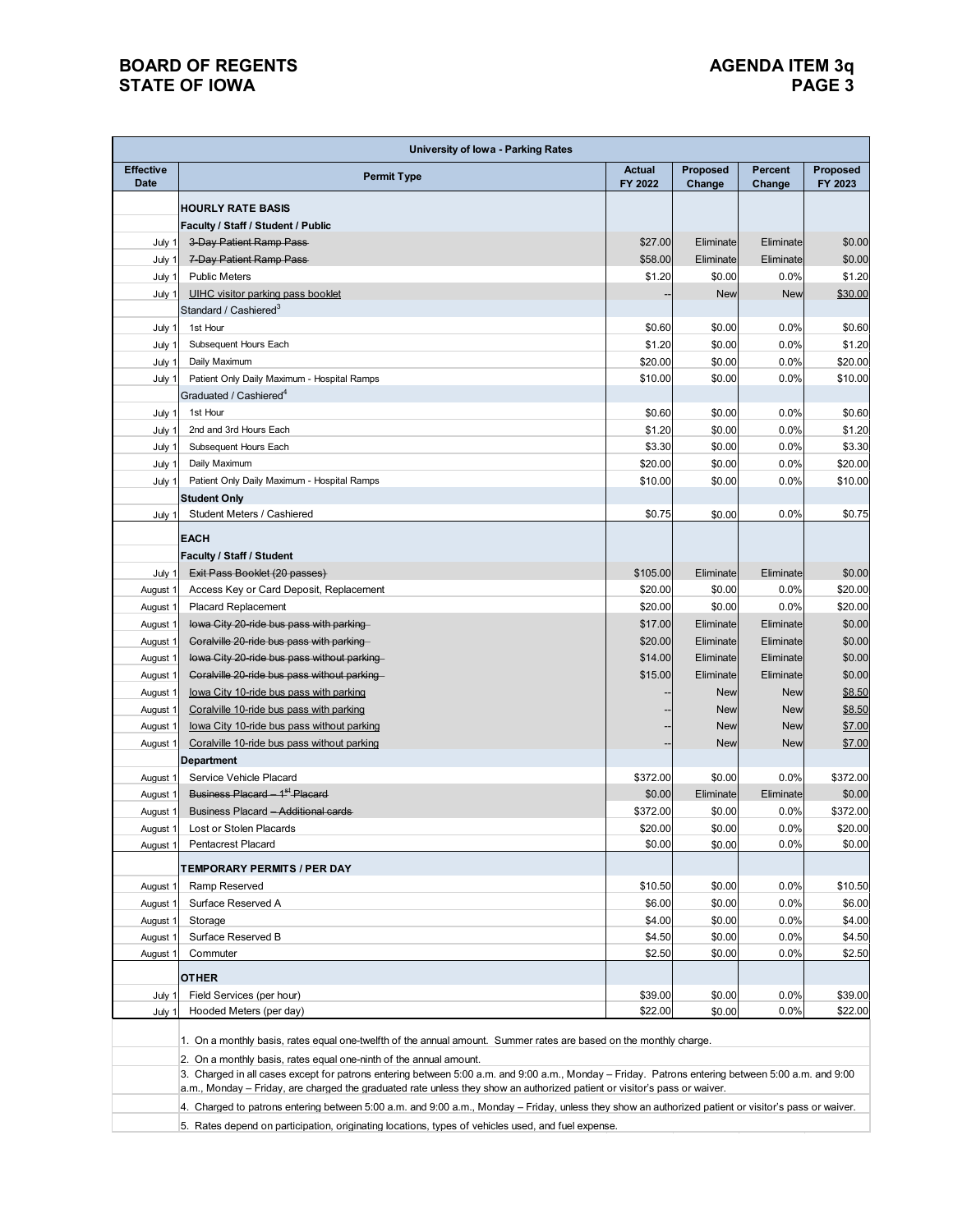| University of Iowa - Parking Rates | | | | | |
|---|---|---|---|---|---|
| **Effective Date** | **Permit Type** | **Actual FY 2022** | **Proposed Change** | **Percent Change** | **Proposed FY 2023** |
| | **HOURLY RATE BASIS** | | | | |
| | **Faculty / Staff / Student / Public** | | | | |
| July 1 | ~~3-Day Patient Ramp Pass~~ | $27.00 | Eliminate | Eliminate | $0.00 |
| July 1 | ~~7-Day Patient Ramp Pass~~ | $58.00 | Eliminate | Eliminate | $0.00 |
| July 1 | Public Meters | $1.20 | $0.00 | 0.0% | $1.20 |
| July 1 | UIHC visitor parking pass booklet | -- | New | New | $30.00 |
| | Standard / Cashiered[3] | | | | |
| July 1 | 1st Hour | $0.60 | $0.00 | 0.0% | $0.60 |
| July 1 | Subsequent Hours Each | $1.20 | $0.00 | 0.0% | $1.20 |
| July 1 | Daily Maximum | $20.00 | $0.00 | 0.0% | $20.00 |
| July 1 | Patient Only Daily Maximum - Hospital Ramps | $10.00 | $0.00 | 0.0% | $10.00 |
| | Graduated / Cashiered[4] | | | | |
| July 1 | 1st Hour | $0.60 | $0.00 | 0.0% | $0.60 |
| July 1 | 2nd and 3rd Hours Each | $1.20 | $0.00 | 0.0% | $1.20 |
| July 1 | Subsequent Hours Each | $3.30 | $0.00 | 0.0% | $3.30 |
| July 1 | Daily Maximum | $20.00 | $0.00 | 0.0% | $20.00 |
| July 1 | Patient Only Daily Maximum - Hospital Ramps | $10.00 | $0.00 | 0.0% | $10.00 |
| | **Student Only** | | | | |
| July 1 | Student Meters / Cashiered | $0.75 | $0.00 | 0.0% | $0.75 |
| | **EACH** | | | | |
| | **Faculty / Staff / Student** | | | | |
| July 1 | ~~Exit Pass Booklet (20 passes)~~ | $105.00 | Eliminate | Eliminate | $0.00 |
| August 1 | Access Key or Card Deposit, Replacement | $20.00 | $0.00 | 0.0% | $20.00 |
| August 1 | Placard Replacement | $20.00 | $0.00 | 0.0% | $20.00 |
| August 1 | ~~Iowa City 20-ride bus pass with parking~~ | $17.00 | Eliminate | Eliminate | $0.00 |
| August 1 | ~~Coralville 20-ride bus pass with parking~~ | $20.00 | Eliminate | Eliminate | $0.00 |
| August 1 | ~~Iowa City 20-ride bus pass without parking~~ | $14.00 | Eliminate | Eliminate | $0.00 |
| August 1 | ~~Coralville 20-ride bus pass without parking~~ | $15.00 | Eliminate | Eliminate | $0.00 |
| August 1 | Iowa City 10-ride bus pass with parking | -- | New | New | $8.50 |
| August 1 | Coralville 10-ride bus pass with parking | -- | New | New | $8.50 |
| August 1 | Iowa City 10-ride bus pass without parking | -- | New | New | $7.00 |
| August 1 | Coralville 10-ride bus pass without parking | -- | New | New | $7.00 |
| | **Department** | | | | |
| August 1 | Service Vehicle Placard | $372.00 | $0.00 | 0.0% | $372.00 |
| August 1 | ~~Business Placard – 1st Placard~~ | $0.00 | Eliminate | Eliminate | $0.00 |
| August 1 | Business Placard ~~– Additional cards~~ | $372.00 | $0.00 | 0.0% | $372.00 |
| August 1 | Lost or Stolen Placards | $20.00 | $0.00 | 0.0% | $20.00 |
| August 1 | Pentacrest Placard | $0.00 | $0.00 | 0.0% | $0.00 |
| | **TEMPORARY PERMITS / PER DAY** | | | | |
| August 1 | Ramp Reserved | $10.50 | $0.00 | 0.0% | $10.50 |
| August 1 | Surface Reserved A | $6.00 | $0.00 | 0.0% | $6.00 |
| August 1 | Storage | $4.00 | $0.00 | 0.0% | $4.00 |
| August 1 | Surface Reserved B | $4.50 | $0.00 | 0.0% | $4.50 |
| August 1 | Commuter | $2.50 | $0.00 | 0.0% | $2.50 |
| | **OTHER** | | | | |
| July 1 | Field Services (per hour) | $39.00 | $0.00 | 0.0% | $39.00 |
| July 1 | Hooded Meters (per day) | $22.00 | $0.00 | 0.0% | $22.00 |

1. On a monthly basis, rates equal one-twelfth of the annual amount. Summer rates are based on the monthly charge.
2. On a monthly basis, rates equal one-ninth of the annual amount.
3. Charged in all cases except for patrons entering between 5:00 a.m. and 9:00 a.m., Monday – Friday. Patrons entering between 5:00 a.m. and 9:00 a.m., Monday – Friday, are charged the graduated rate unless they show an authorized patient or visitor's pass or waiver.
4. Charged to patrons entering between 5:00 a.m. and 9:00 a.m., Monday – Friday, unless they show an authorized patient or visitor's pass or waiver.
5. Rates depend on participation, originating locations, types of vehicles used, and fuel expense.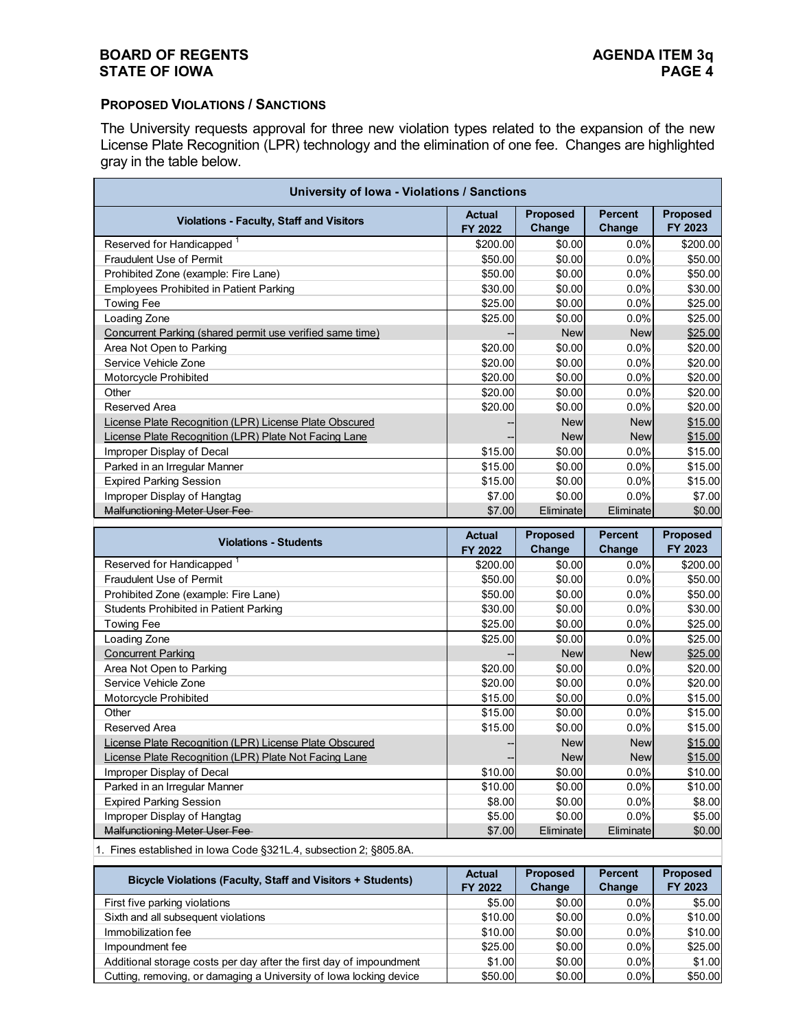### PROPOSED VIOLATIONS / SANCTIONS

The University requests approval for three new violation types related to the expansion of the new License Plate Recognition (LPR) technology and the elimination of one fee. Changes are highlighted gray in the table below.

**University of Iowa - Violations / Sanctions**

| Violations - Faculty, Staff and Visitors | Actual FY 2022 | Proposed Change | Percent Change | Proposed FY 2023 |
|---|---|---|---|---|
| Reserved for Handicapped [1] | $200.00 | $0.00 | 0.0% | $200.00 |
| Fraudulent Use of Permit | $50.00 | $0.00 | 0.0% | $50.00 |
| Prohibited Zone (example: Fire Lane) | $50.00 | $0.00 | 0.0% | $50.00 |
| Employees Prohibited in Patient Parking | $30.00 | $0.00 | 0.0% | $30.00 |
| Towing Fee | $25.00 | $0.00 | 0.0% | $25.00 |
| Loading Zone | $25.00 | $0.00 | 0.0% | $25.00 |
| Concurrent Parking (shared permit use verified same time) | -- | New | New | $25.00 |
| Area Not Open to Parking | $20.00 | $0.00 | 0.0% | $20.00 |
| Service Vehicle Zone | $20.00 | $0.00 | 0.0% | $20.00 |
| Motorcycle Prohibited | $20.00 | $0.00 | 0.0% | $20.00 |
| Other | $20.00 | $0.00 | 0.0% | $20.00 |
| Reserved Area | $20.00 | $0.00 | 0.0% | $20.00 |
| License Plate Recognition (LPR) License Plate Obscured | -- | New | New | $15.00 |
| License Plate Recognition (LPR) Plate Not Facing Lane | -- | New | New | $15.00 |
| Improper Display of Decal | $15.00 | $0.00 | 0.0% | $15.00 |
| Parked in an Irregular Manner | $15.00 | $0.00 | 0.0% | $15.00 |
| Expired Parking Session | $15.00 | $0.00 | 0.0% | $15.00 |
| Improper Display of Hangtag | $7.00 | $0.00 | 0.0% | $7.00 |
| ~~Malfunctioning Meter User Fee~~ | $7.00 | Eliminate | Eliminate | $0.00 |

| Violations - Students | Actual FY 2022 | Proposed Change | Percent Change | Proposed FY 2023 |
|---|---|---|---|---|
| Reserved for Handicapped [1] | $200.00 | $0.00 | 0.0% | $200.00 |
| Fraudulent Use of Permit | $50.00 | $0.00 | 0.0% | $50.00 |
| Prohibited Zone (example: Fire Lane) | $50.00 | $0.00 | 0.0% | $50.00 |
| Students Prohibited in Patient Parking | $30.00 | $0.00 | 0.0% | $30.00 |
| Towing Fee | $25.00 | $0.00 | 0.0% | $25.00 |
| Loading Zone | $25.00 | $0.00 | 0.0% | $25.00 |
| Concurrent Parking | -- | New | New | $25.00 |
| Area Not Open to Parking | $20.00 | $0.00 | 0.0% | $20.00 |
| Service Vehicle Zone | $20.00 | $0.00 | 0.0% | $20.00 |
| Motorcycle Prohibited | $15.00 | $0.00 | 0.0% | $15.00 |
| Other | $15.00 | $0.00 | 0.0% | $15.00 |
| Reserved Area | $15.00 | $0.00 | 0.0% | $15.00 |
| License Plate Recognition (LPR) License Plate Obscured | -- | New | New | $15.00 |
| License Plate Recognition (LPR) Plate Not Facing Lane | -- | New | New | $15.00 |
| Improper Display of Decal | $10.00 | $0.00 | 0.0% | $10.00 |
| Parked in an Irregular Manner | $10.00 | $0.00 | 0.0% | $10.00 |
| Expired Parking Session | $8.00 | $0.00 | 0.0% | $8.00 |
| Improper Display of Hangtag | $5.00 | $0.00 | 0.0% | $5.00 |
| ~~Malfunctioning Meter User Fee~~ | $7.00 | Eliminate | Eliminate | $0.00 |

1. Fines established in Iowa Code §321L.4, subsection 2; §805.8A.

| Bicycle Violations (Faculty, Staff and Visitors + Students) | Actual FY 2022 | Proposed Change | Percent Change | Proposed FY 2023 |
|---|---|---|---|---|
| First five parking violations | $5.00 | $0.00 | 0.0% | $5.00 |
| Sixth and all subsequent violations | $10.00 | $0.00 | 0.0% | $10.00 |
| Immobilization fee | $10.00 | $0.00 | 0.0% | $10.00 |
| Impoundment fee | $25.00 | $0.00 | 0.0% | $25.00 |
| Additional storage costs per day after the first day of impoundment | $1.00 | $0.00 | 0.0% | $1.00 |
| Cutting, removing, or damaging a University of Iowa locking device | $50.00 | $0.00 | 0.0% | $50.00 |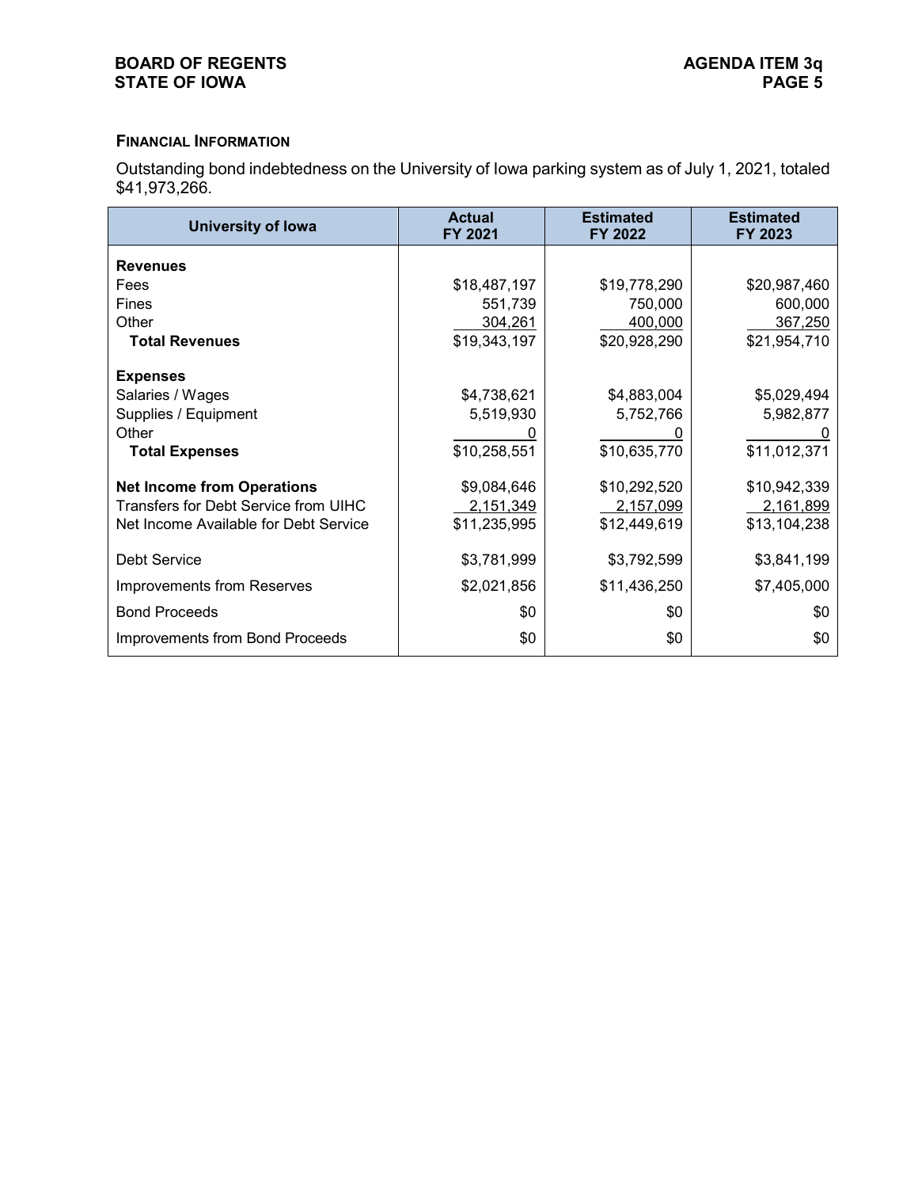**FINANCIAL INFORMATION**

Outstanding bond indebtedness on the University of Iowa parking system as of July 1, 2021, totaled $41,973,266.

| University of Iowa | Actual FY 2021 | Estimated FY 2022 | Estimated FY 2023 |
|---|---|---|---|
| **Revenues** | | | |
| Fees | $18,487,197 | $19,778,290 | $20,987,460 |
| Fines | 551,739 | 750,000 | 600,000 |
| Other | 304,261 | 400,000 | 367,250 |
| **Total Revenues** | $19,343,197 | $20,928,290 | $21,954,710 |
| **Expenses** | | | |
| Salaries / Wages | $4,738,621 | $4,883,004 | $5,029,494 |
| Supplies / Equipment | 5,519,930 | 5,752,766 | 5,982,877 |
| Other | 0 | 0 | 0 |
| **Total Expenses** | $10,258,551 | $10,635,770 | $11,012,371 |
| **Net Income from Operations** | $9,084,646 | $10,292,520 | $10,942,339 |
| Transfers for Debt Service from UIHC | 2,151,349 | 2,157,099 | 2,161,899 |
| Net Income Available for Debt Service | $11,235,995 | $12,449,619 | $13,104,238 |
| Debt Service | $3,781,999 | $3,792,599 | $3,841,199 |
| Improvements from Reserves | $2,021,856 | $11,436,250 | $7,405,000 |
| Bond Proceeds | $0 | $0 | $0 |
| Improvements from Bond Proceeds | $0 | $0 | $0 |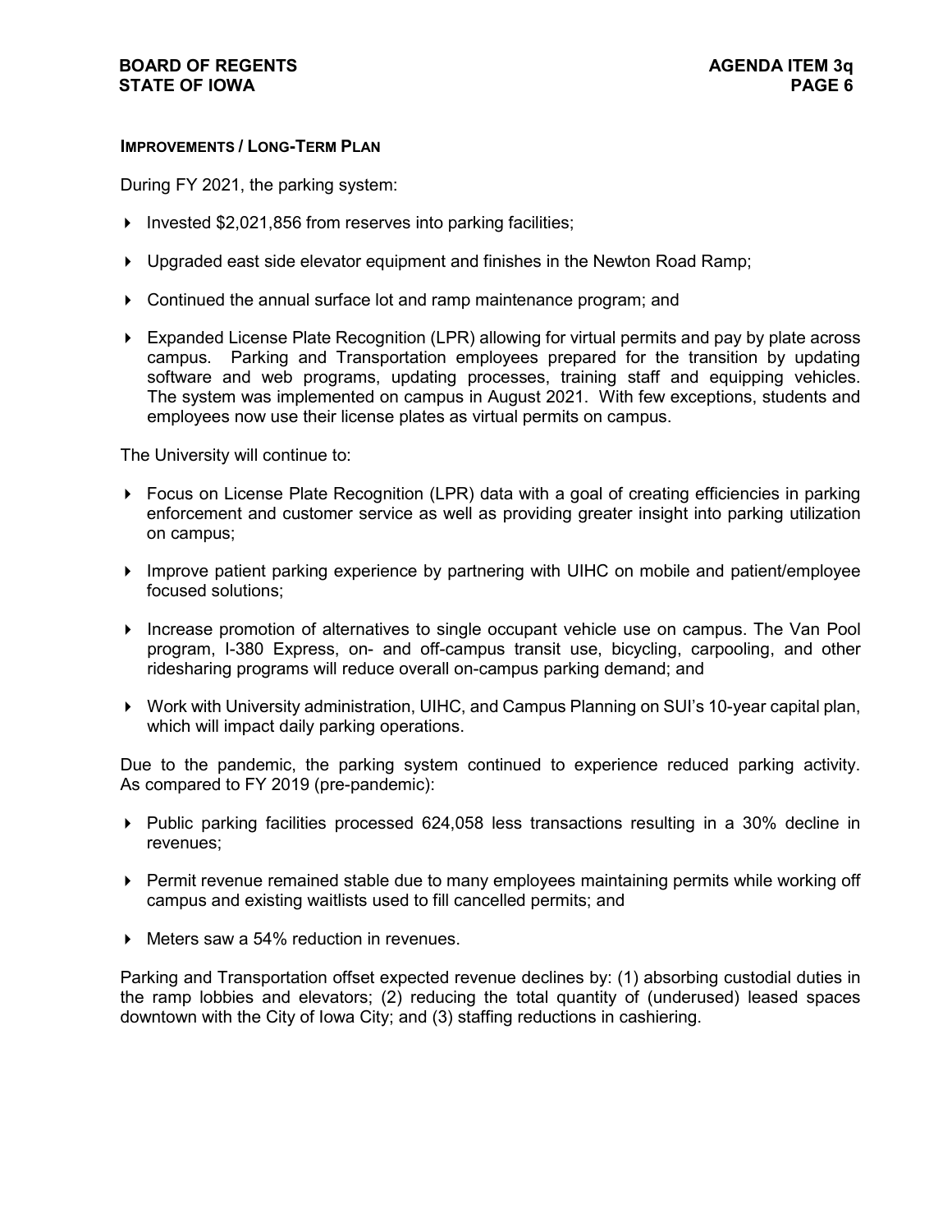### IMPROVEMENTS / LONG-TERM PLAN

During FY 2021, the parking system:

- Invested $2,021,856 from reserves into parking facilities;
- Upgraded east side elevator equipment and finishes in the Newton Road Ramp;
- Continued the annual surface lot and ramp maintenance program; and
- Expanded License Plate Recognition (LPR) allowing for virtual permits and pay by plate across campus. Parking and Transportation employees prepared for the transition by updating software and web programs, updating processes, training staff and equipping vehicles. The system was implemented on campus in August 2021. With few exceptions, students and employees now use their license plates as virtual permits on campus.

The University will continue to:

- Focus on License Plate Recognition (LPR) data with a goal of creating efficiencies in parking enforcement and customer service as well as providing greater insight into parking utilization on campus;
- Improve patient parking experience by partnering with UIHC on mobile and patient/employee focused solutions;
- Increase promotion of alternatives to single occupant vehicle use on campus. The Van Pool program, I-380 Express, on- and off-campus transit use, bicycling, carpooling, and other ridesharing programs will reduce overall on-campus parking demand; and
- Work with University administration, UIHC, and Campus Planning on SUI's 10-year capital plan, which will impact daily parking operations.

Due to the pandemic, the parking system continued to experience reduced parking activity. As compared to FY 2019 (pre-pandemic):

- Public parking facilities processed 624,058 less transactions resulting in a 30% decline in revenues;
- Permit revenue remained stable due to many employees maintaining permits while working off campus and existing waitlists used to fill cancelled permits; and
- Meters saw a 54% reduction in revenues.

Parking and Transportation offset expected revenue declines by: (1) absorbing custodial duties in the ramp lobbies and elevators; (2) reducing the total quantity of (underused) leased spaces downtown with the City of Iowa City; and (3) staffing reductions in cashiering.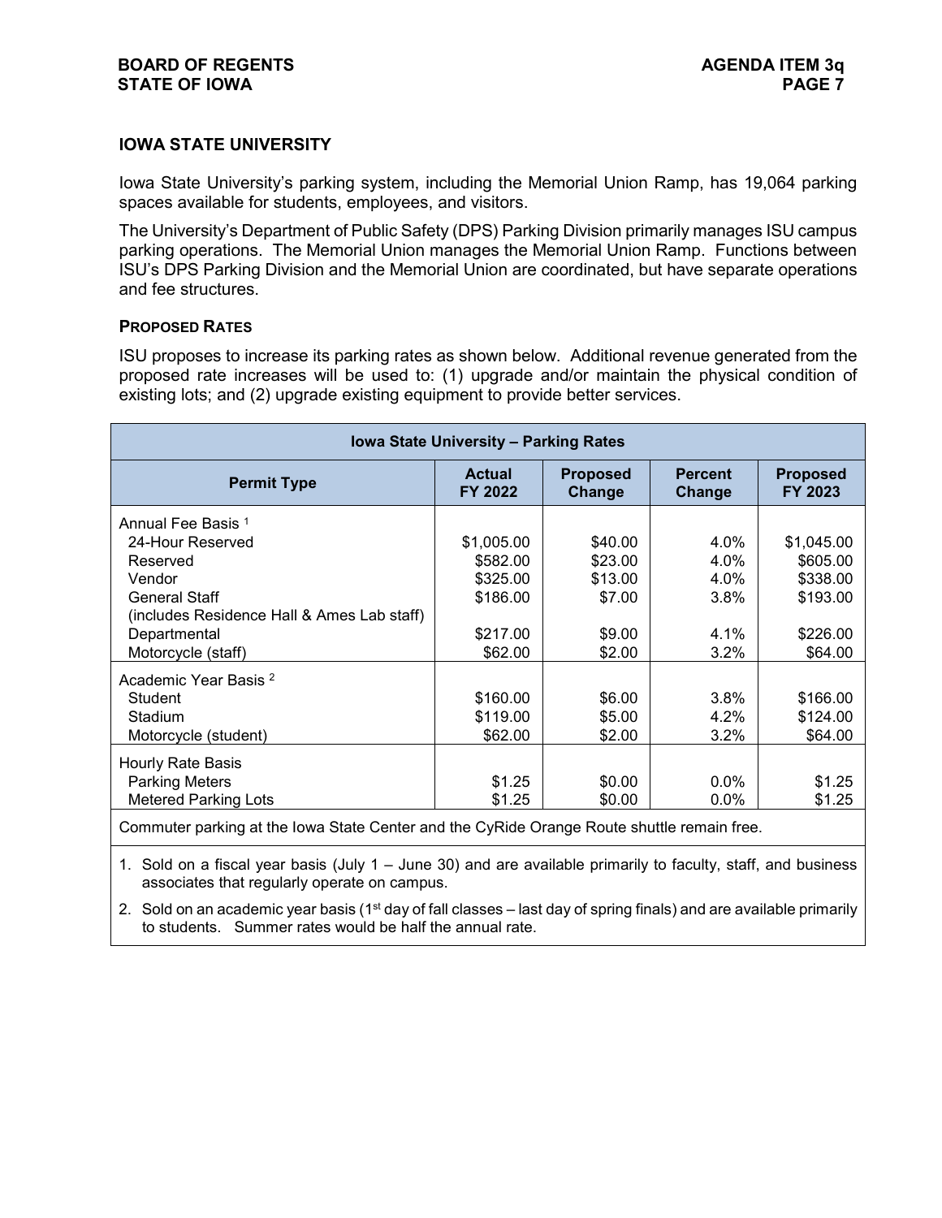## IOWA STATE UNIVERSITY

Iowa State University's parking system, including the Memorial Union Ramp, has 19,064 parking spaces available for students, employees, and visitors.

The University's Department of Public Safety (DPS) Parking Division primarily manages ISU campus parking operations. The Memorial Union manages the Memorial Union Ramp. Functions between ISU's DPS Parking Division and the Memorial Union are coordinated, but have separate operations and fee structures.

### PROPOSED RATES

ISU proposes to increase its parking rates as shown below. Additional revenue generated from the proposed rate increases will be used to: (1) upgrade and/or maintain the physical condition of existing lots; and (2) upgrade existing equipment to provide better services.

**Iowa State University – Parking Rates**

| Permit Type | Actual FY 2022 | Proposed Change | Percent Change | Proposed FY 2023 |
|---|---|---|---|---|
| Annual Fee Basis [1] | | | | |
| 24-Hour Reserved | $1,005.00 | $40.00 | 4.0% | $1,045.00 |
| Reserved | $582.00 | $23.00 | 4.0% | $605.00 |
| Vendor | $325.00 | $13.00 | 4.0% | $338.00 |
| General Staff (includes Residence Hall & Ames Lab staff) | $186.00 | $7.00 | 3.8% | $193.00 |
| Departmental | $217.00 | $9.00 | 4.1% | $226.00 |
| Motorcycle (staff) | $62.00 | $2.00 | 3.2% | $64.00 |
| Academic Year Basis [2] | | | | |
| Student | $160.00 | $6.00 | 3.8% | $166.00 |
| Stadium | $119.00 | $5.00 | 4.2% | $124.00 |
| Motorcycle (student) | $62.00 | $2.00 | 3.2% | $64.00 |
| Hourly Rate Basis | | | | |
| Parking Meters | $1.25 | $0.00 | 0.0% | $1.25 |
| Metered Parking Lots | $1.25 | $0.00 | 0.0% | $1.25 |

Commuter parking at the Iowa State Center and the CyRide Orange Route shuttle remain free.

1. Sold on a fiscal year basis (July 1 – June 30) and are available primarily to faculty, staff, and business associates that regularly operate on campus.
2. Sold on an academic year basis (1st day of fall classes – last day of spring finals) and are available primarily to students. Summer rates would be half the annual rate.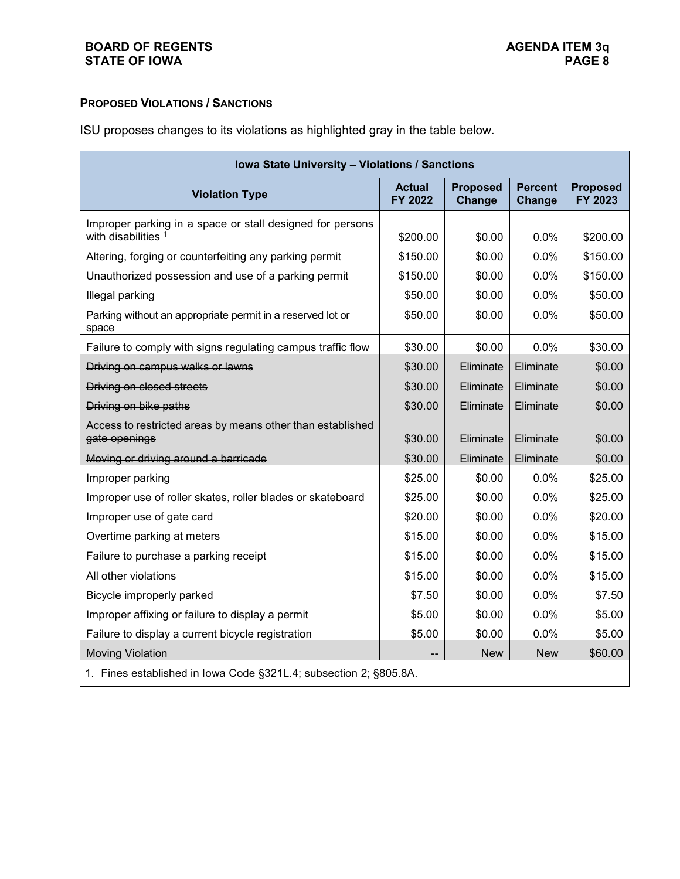### Proposed Violations / Sanctions

ISU proposes changes to its violations as highlighted gray in the table below.

| Iowa State University – Violations / Sanctions | | | | |
|---|---|---|---|---|
| **Violation Type** | **Actual FY 2022** | **Proposed Change** | **Percent Change** | **Proposed FY 2023** |
| Improper parking in a space or stall designed for persons with disabilities [1] | $200.00 | $0.00 | 0.0% | $200.00 |
| Altering, forging or counterfeiting any parking permit | $150.00 | $0.00 | 0.0% | $150.00 |
| Unauthorized possession and use of a parking permit | $150.00 | $0.00 | 0.0% | $150.00 |
| Illegal parking | $50.00 | $0.00 | 0.0% | $50.00 |
| Parking without an appropriate permit in a reserved lot or space | $50.00 | $0.00 | 0.0% | $50.00 |
| Failure to comply with signs regulating campus traffic flow | $30.00 | $0.00 | 0.0% | $30.00 |
| ~~Driving on campus walks or lawns~~ | $30.00 | Eliminate | Eliminate | $0.00 |
| ~~Driving on closed streets~~ | $30.00 | Eliminate | Eliminate | $0.00 |
| ~~Driving on bike paths~~ | $30.00 | Eliminate | Eliminate | $0.00 |
| ~~Access to restricted areas by means other than established gate openings~~ | $30.00 | Eliminate | Eliminate | $0.00 |
| ~~Moving or driving around a barricade~~ | $30.00 | Eliminate | Eliminate | $0.00 |
| Improper parking | $25.00 | $0.00 | 0.0% | $25.00 |
| Improper use of roller skates, roller blades or skateboard | $25.00 | $0.00 | 0.0% | $25.00 |
| Improper use of gate card | $20.00 | $0.00 | 0.0% | $20.00 |
| Overtime parking at meters | $15.00 | $0.00 | 0.0% | $15.00 |
| Failure to purchase a parking receipt | $15.00 | $0.00 | 0.0% | $15.00 |
| All other violations | $15.00 | $0.00 | 0.0% | $15.00 |
| Bicycle improperly parked | $7.50 | $0.00 | 0.0% | $7.50 |
| Improper affixing or failure to display a permit | $5.00 | $0.00 | 0.0% | $5.00 |
| Failure to display a current bicycle registration | $5.00 | $0.00 | 0.0% | $5.00 |
| <u>Moving Violation</u> | -- | New | New | <u>$60.00</u> |

1. Fines established in Iowa Code §321L.4; subsection 2; §805.8A.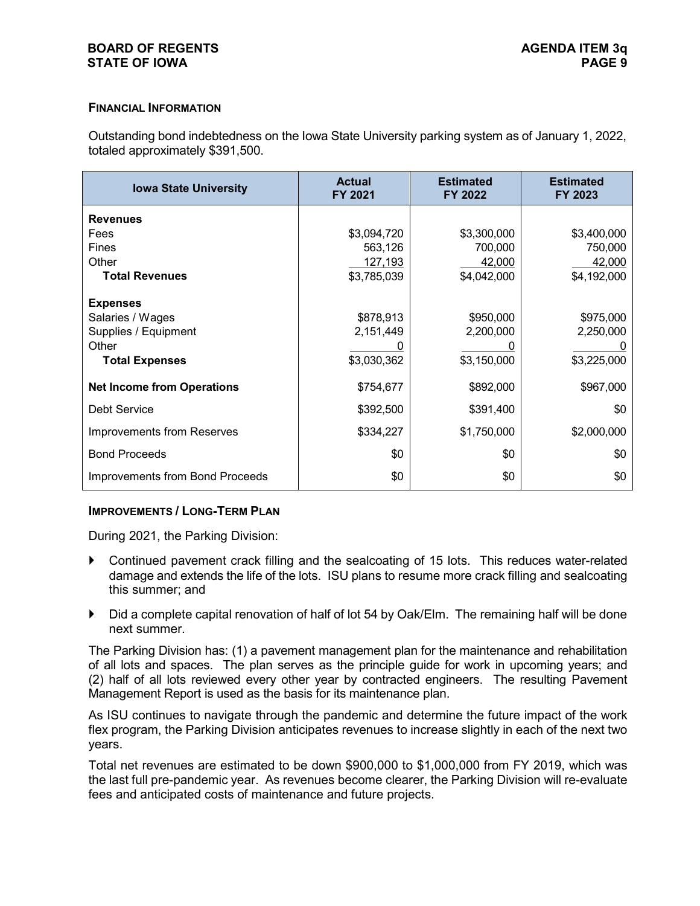#### Financial Information

Outstanding bond indebtedness on the Iowa State University parking system as of January 1, 2022, totaled approximately $391,500.

| Iowa State University | Actual FY 2021 | Estimated FY 2022 | Estimated FY 2023 |
|---|---|---|---|
| **Revenues** | | | |
| Fees | $3,094,720 | $3,300,000 | $3,400,000 |
| Fines | 563,126 | 700,000 | 750,000 |
| Other | 127,193 | 42,000 | 42,000 |
| **Total Revenues** | $3,785,039 | $4,042,000 | $4,192,000 |
| **Expenses** | | | |
| Salaries / Wages | $878,913 | $950,000 | $975,000 |
| Supplies / Equipment | 2,151,449 | 2,200,000 | 2,250,000 |
| Other | 0 | 0 | 0 |
| **Total Expenses** | $3,030,362 | $3,150,000 | $3,225,000 |
| **Net Income from Operations** | $754,677 | $892,000 | $967,000 |
| Debt Service | $392,500 | $391,400 | $0 |
| Improvements from Reserves | $334,227 | $1,750,000 | $2,000,000 |
| Bond Proceeds | $0 | $0 | $0 |
| Improvements from Bond Proceeds | $0 | $0 | $0 |

#### Improvements / Long-Term Plan

During 2021, the Parking Division:

- Continued pavement crack filling and the sealcoating of 15 lots. This reduces water-related damage and extends the life of the lots. ISU plans to resume more crack filling and sealcoating this summer; and
- Did a complete capital renovation of half of lot 54 by Oak/Elm. The remaining half will be done next summer.

The Parking Division has: (1) a pavement management plan for the maintenance and rehabilitation of all lots and spaces. The plan serves as the principle guide for work in upcoming years; and (2) half of all lots reviewed every other year by contracted engineers. The resulting Pavement Management Report is used as the basis for its maintenance plan.

As ISU continues to navigate through the pandemic and determine the future impact of the work flex program, the Parking Division anticipates revenues to increase slightly in each of the next two years.

Total net revenues are estimated to be down $900,000 to $1,000,000 from FY 2019, which was the last full pre-pandemic year. As revenues become clearer, the Parking Division will re-evaluate fees and anticipated costs of maintenance and future projects.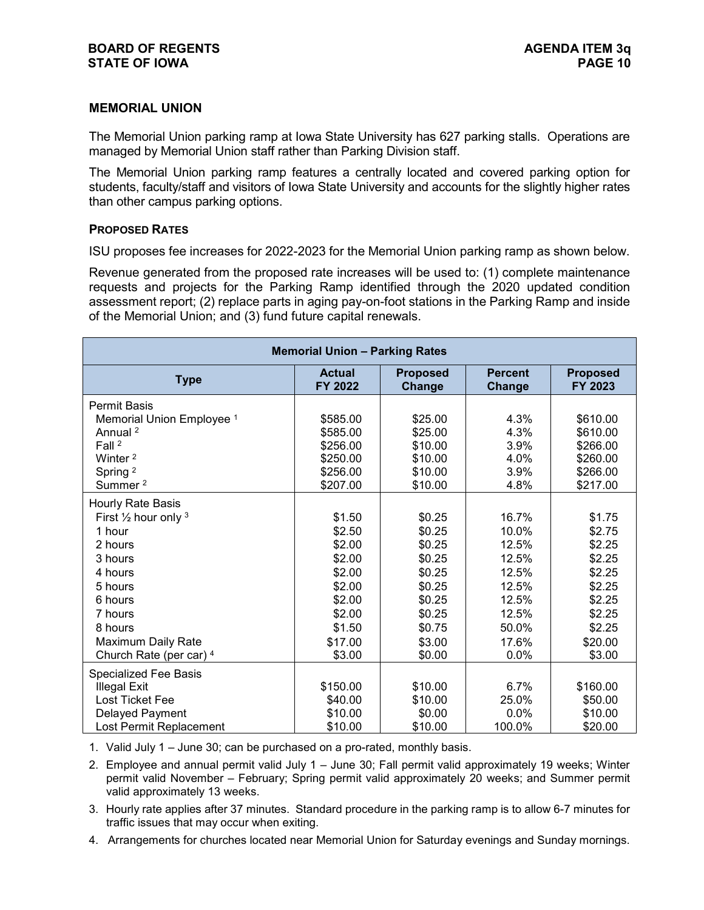## MEMORIAL UNION

The Memorial Union parking ramp at Iowa State University has 627 parking stalls. Operations are managed by Memorial Union staff rather than Parking Division staff.

The Memorial Union parking ramp features a centrally located and covered parking option for students, faculty/staff and visitors of Iowa State University and accounts for the slightly higher rates than other campus parking options.

### PROPOSED RATES

ISU proposes fee increases for 2022-2023 for the Memorial Union parking ramp as shown below.

Revenue generated from the proposed rate increases will be used to: (1) complete maintenance requests and projects for the Parking Ramp identified through the 2020 updated condition assessment report; (2) replace parts in aging pay-on-foot stations in the Parking Ramp and inside of the Memorial Union; and (3) fund future capital renewals.

| Memorial Union – Parking Rates | | | | |
|---|---|---|---|---|
| **Type** | **Actual FY 2022** | **Proposed Change** | **Percent Change** | **Proposed FY 2023** |
| Permit Basis | | | | |
| Memorial Union Employee [1] | \$585.00 | \$25.00 | 4.3% | \$610.00 |
| Annual [2] | \$585.00 | \$25.00 | 4.3% | \$610.00 |
| Fall [2] | \$256.00 | \$10.00 | 3.9% | \$266.00 |
| Winter [2] | \$250.00 | \$10.00 | 4.0% | \$260.00 |
| Spring [2] | \$256.00 | \$10.00 | 3.9% | \$266.00 |
| Summer [2] | \$207.00 | \$10.00 | 4.8% | \$217.00 |
| Hourly Rate Basis | | | | |
| First ½ hour only [3] | \$1.50 | \$0.25 | 16.7% | \$1.75 |
| 1 hour | \$2.50 | \$0.25 | 10.0% | \$2.75 |
| 2 hours | \$2.00 | \$0.25 | 12.5% | \$2.25 |
| 3 hours | \$2.00 | \$0.25 | 12.5% | \$2.25 |
| 4 hours | \$2.00 | \$0.25 | 12.5% | \$2.25 |
| 5 hours | \$2.00 | \$0.25 | 12.5% | \$2.25 |
| 6 hours | \$2.00 | \$0.25 | 12.5% | \$2.25 |
| 7 hours | \$2.00 | \$0.25 | 12.5% | \$2.25 |
| 8 hours | \$1.50 | \$0.75 | 50.0% | \$2.25 |
| Maximum Daily Rate | \$17.00 | \$3.00 | 17.6% | \$20.00 |
| Church Rate (per car) [4] | \$3.00 | \$0.00 | 0.0% | \$3.00 |
| Specialized Fee Basis | | | | |
| Illegal Exit | \$150.00 | \$10.00 | 6.7% | \$160.00 |
| Lost Ticket Fee | \$40.00 | \$10.00 | 25.0% | \$50.00 |
| Delayed Payment | \$10.00 | \$0.00 | 0.0% | \$10.00 |
| Lost Permit Replacement | \$10.00 | \$10.00 | 100.0% | \$20.00 |

1. Valid July 1 – June 30; can be purchased on a pro-rated, monthly basis.
2. Employee and annual permit valid July 1 – June 30; Fall permit valid approximately 19 weeks; Winter permit valid November – February; Spring permit valid approximately 20 weeks; and Summer permit valid approximately 13 weeks.
3. Hourly rate applies after 37 minutes. Standard procedure in the parking ramp is to allow 6-7 minutes for traffic issues that may occur when exiting.
4. Arrangements for churches located near Memorial Union for Saturday evenings and Sunday mornings.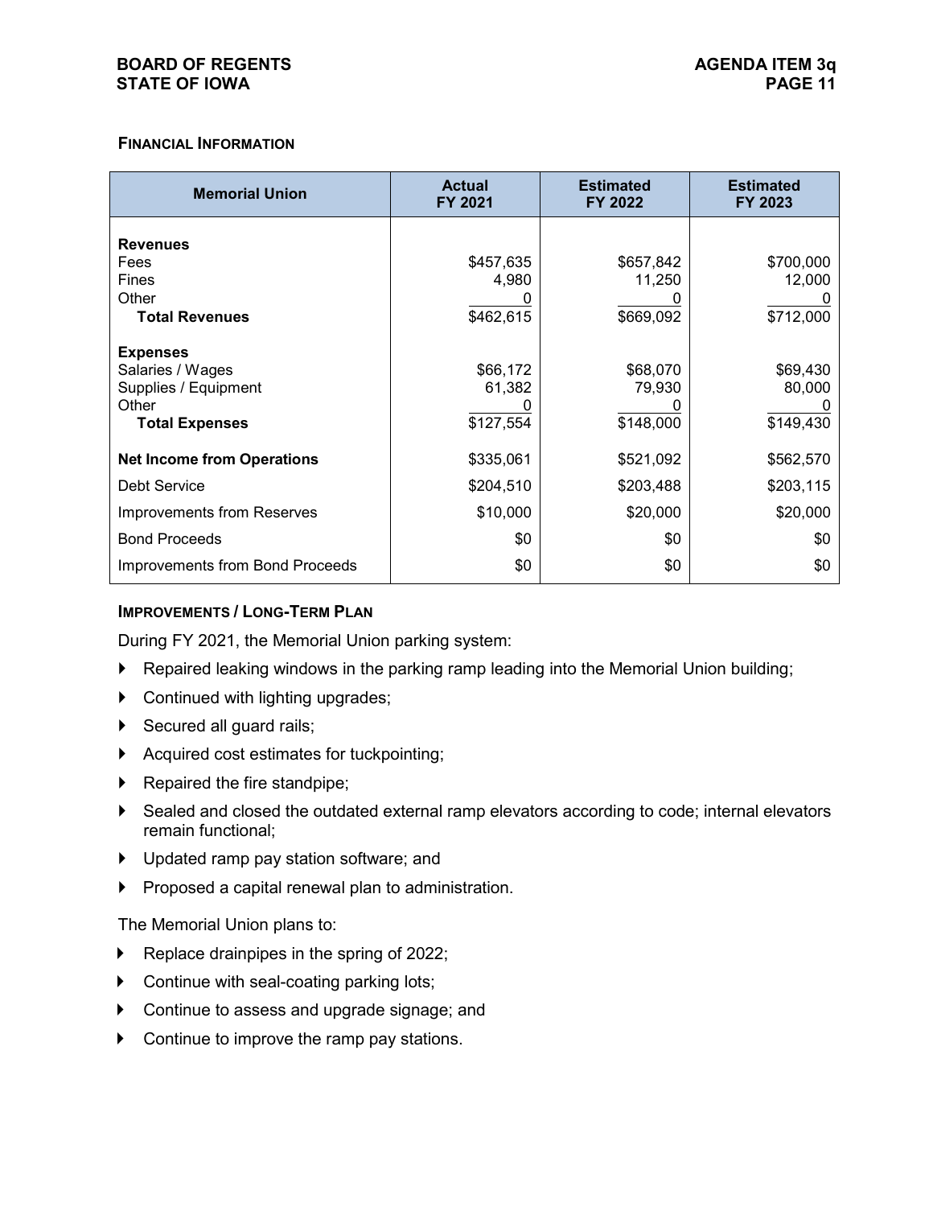**FINANCIAL INFORMATION**

| Memorial Union | Actual FY 2021 | Estimated FY 2022 | Estimated FY 2023 |
|---|---|---|---|
| **Revenues** | | | |
| Fees | $457,635 | $657,842 | $700,000 |
| Fines | 4,980 | 11,250 | 12,000 |
| Other | 0 | 0 | 0 |
| **Total Revenues** | $462,615 | $669,092 | $712,000 |
| **Expenses** | | | |
| Salaries / Wages | $66,172 | $68,070 | $69,430 |
| Supplies / Equipment | 61,382 | 79,930 | 80,000 |
| Other | 0 | 0 | 0 |
| **Total Expenses** | $127,554 | $148,000 | $149,430 |
| **Net Income from Operations** | $335,061 | $521,092 | $562,570 |
| Debt Service | $204,510 | $203,488 | $203,115 |
| Improvements from Reserves | $10,000 | $20,000 | $20,000 |
| Bond Proceeds | $0 | $0 | $0 |
| Improvements from Bond Proceeds | $0 | $0 | $0 |

**IMPROVEMENTS / LONG-TERM PLAN**

During FY 2021, the Memorial Union parking system:

- Repaired leaking windows in the parking ramp leading into the Memorial Union building;
- Continued with lighting upgrades;
- Secured all guard rails;
- Acquired cost estimates for tuckpointing;
- Repaired the fire standpipe;
- Sealed and closed the outdated external ramp elevators according to code; internal elevators remain functional;
- Updated ramp pay station software; and
- Proposed a capital renewal plan to administration.

The Memorial Union plans to:

- Replace drainpipes in the spring of 2022;
- Continue with seal-coating parking lots;
- Continue to assess and upgrade signage; and
- Continue to improve the ramp pay stations.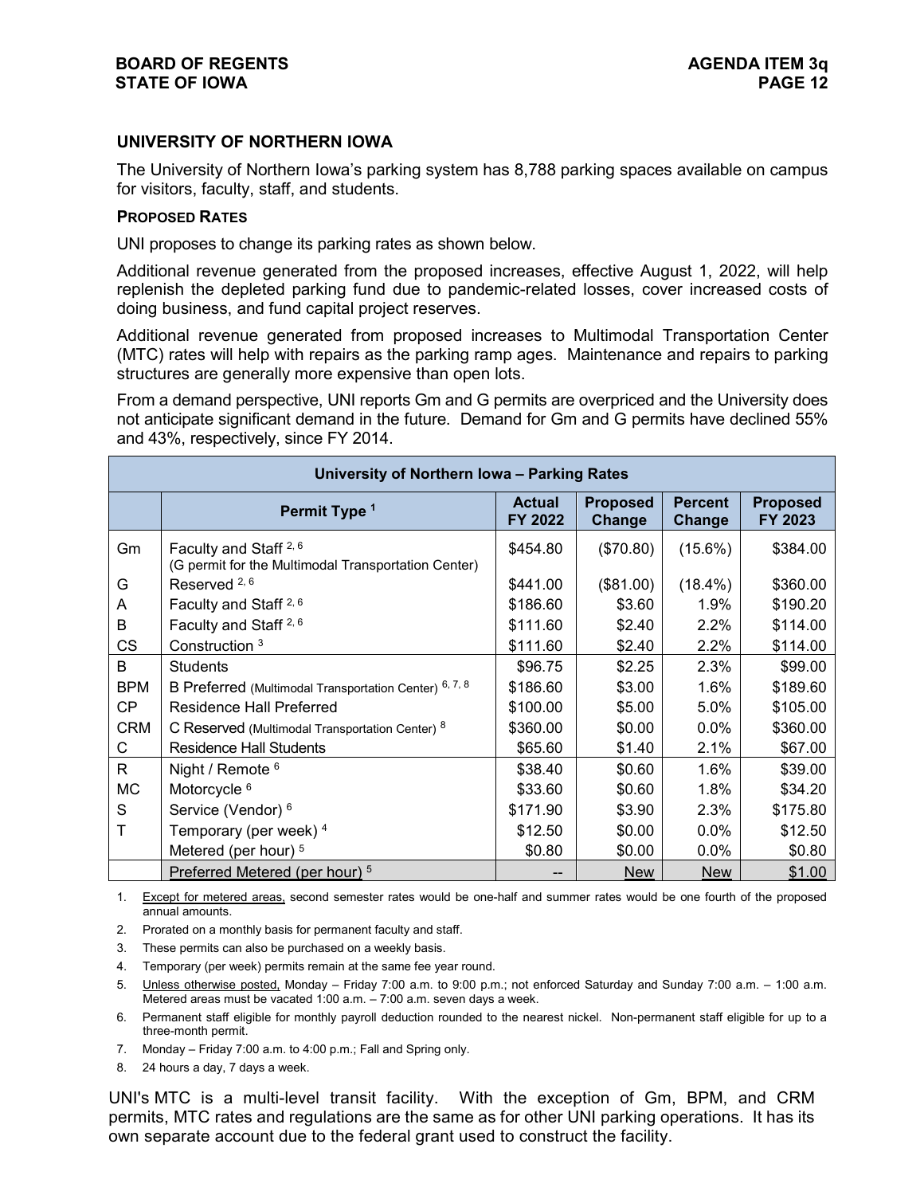## UNIVERSITY OF NORTHERN IOWA

The University of Northern Iowa's parking system has 8,788 parking spaces available on campus for visitors, faculty, staff, and students.

### PROPOSED RATES

UNI proposes to change its parking rates as shown below.

Additional revenue generated from the proposed increases, effective August 1, 2022, will help replenish the depleted parking fund due to pandemic-related losses, cover increased costs of doing business, and fund capital project reserves.

Additional revenue generated from proposed increases to Multimodal Transportation Center (MTC) rates will help with repairs as the parking ramp ages. Maintenance and repairs to parking structures are generally more expensive than open lots.

From a demand perspective, UNI reports Gm and G permits are overpriced and the University does not anticipate significant demand in the future. Demand for Gm and G permits have declined 55% and 43%, respectively, since FY 2014.

| University of Northern Iowa – Parking Rates | | | | | |
|---|---|---|---|---|---|
| | Permit Type [1] | Actual FY 2022 | Proposed Change | Percent Change | Proposed FY 2023 |
| Gm | Faculty and Staff [2, 6] (G permit for the Multimodal Transportation Center) | $454.80 | ($70.80) | (15.6%) | $384.00 |
| G | Reserved [2, 6] | $441.00 | ($81.00) | (18.4%) | $360.00 |
| A | Faculty and Staff [2, 6] | $186.60 | $3.60 | 1.9% | $190.20 |
| B | Faculty and Staff [2, 6] | $111.60 | $2.40 | 2.2% | $114.00 |
| CS | Construction [3] | $111.60 | $2.40 | 2.2% | $114.00 |
| B | Students | $96.75 | $2.25 | 2.3% | $99.00 |
| BPM | B Preferred (Multimodal Transportation Center) [6, 7, 8] | $186.60 | $3.00 | 1.6% | $189.60 |
| CP | Residence Hall Preferred | $100.00 | $5.00 | 5.0% | $105.00 |
| CRM | C Reserved (Multimodal Transportation Center) [8] | $360.00 | $0.00 | 0.0% | $360.00 |
| C | Residence Hall Students | $65.60 | $1.40 | 2.1% | $67.00 |
| R | Night / Remote [6] | $38.40 | $0.60 | 1.6% | $39.00 |
| MC | Motorcycle [6] | $33.60 | $0.60 | 1.8% | $34.20 |
| S | Service (Vendor) [6] | $171.90 | $3.90 | 2.3% | $175.80 |
| T | Temporary (per week) [4] | $12.50 | $0.00 | 0.0% | $12.50 |
| | Metered (per hour) [5] | $0.80 | $0.00 | 0.0% | $0.80 |
| | Preferred Metered (per hour) [5] | -- | New | New | $1.00 |

1. Except for metered areas, second semester rates would be one-half and summer rates would be one fourth of the proposed annual amounts.
2. Prorated on a monthly basis for permanent faculty and staff.
3. These permits can also be purchased on a weekly basis.
4. Temporary (per week) permits remain at the same fee year round.
5. Unless otherwise posted, Monday – Friday 7:00 a.m. to 9:00 p.m.; not enforced Saturday and Sunday 7:00 a.m. – 1:00 a.m. Metered areas must be vacated 1:00 a.m. – 7:00 a.m. seven days a week.
6. Permanent staff eligible for monthly payroll deduction rounded to the nearest nickel. Non-permanent staff eligible for up to a three-month permit.
7. Monday – Friday 7:00 a.m. to 4:00 p.m.; Fall and Spring only.
8. 24 hours a day, 7 days a week.

UNI's MTC is a multi-level transit facility. With the exception of Gm, BPM, and CRM permits, MTC rates and regulations are the same as for other UNI parking operations. It has its own separate account due to the federal grant used to construct the facility.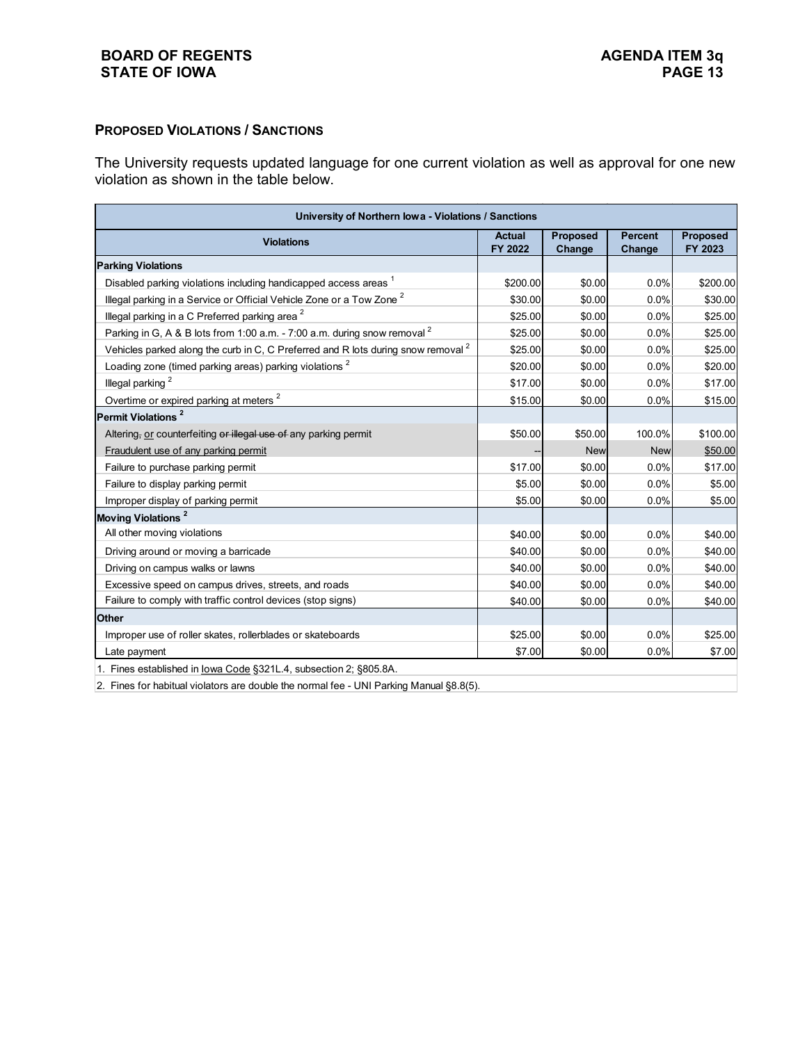### PROPOSED VIOLATIONS / SANCTIONS

The University requests updated language for one current violation as well as approval for one new violation as shown in the table below.

| University of Northern Iowa - Violations / Sanctions | | | | |
|---|---|---|---|---|
| **Violations** | **Actual FY 2022** | **Proposed Change** | **Percent Change** | **Proposed FY 2023** |
| **Parking Violations** | | | | |
| Disabled parking violations including handicapped access areas [1] | $200.00 | $0.00 | 0.0% | $200.00 |
| Illegal parking in a Service or Official Vehicle Zone or a Tow Zone [2] | $30.00 | $0.00 | 0.0% | $30.00 |
| Illegal parking in a C Preferred parking area [2] | $25.00 | $0.00 | 0.0% | $25.00 |
| Parking in G, A & B lots from 1:00 a.m. - 7:00 a.m. during snow removal [2] | $25.00 | $0.00 | 0.0% | $25.00 |
| Vehicles parked along the curb in C, C Preferred and R lots during snow removal [2] | $25.00 | $0.00 | 0.0% | $25.00 |
| Loading zone (timed parking areas) parking violations [2] | $20.00 | $0.00 | 0.0% | $20.00 |
| Illegal parking [2] | $17.00 | $0.00 | 0.0% | $17.00 |
| Overtime or expired parking at meters [2] | $15.00 | $0.00 | 0.0% | $15.00 |
| **Permit Violations [2]** | | | | |
| Altering~~,~~ <u>or</u> counterfeiting ~~or illegal use of~~ any parking permit | $50.00 | $50.00 | 100.0% | $100.00 |
| <u>Fraudulent use of any parking permit</u> | -- | New | New | <u>$50.00</u> |
| Failure to purchase parking permit | $17.00 | $0.00 | 0.0% | $17.00 |
| Failure to display parking permit | $5.00 | $0.00 | 0.0% | $5.00 |
| Improper display of parking permit | $5.00 | $0.00 | 0.0% | $5.00 |
| **Moving Violations [2]** | | | | |
| All other moving violations | $40.00 | $0.00 | 0.0% | $40.00 |
| Driving around or moving a barricade | $40.00 | $0.00 | 0.0% | $40.00 |
| Driving on campus walks or lawns | $40.00 | $0.00 | 0.0% | $40.00 |
| Excessive speed on campus drives, streets, and roads | $40.00 | $0.00 | 0.0% | $40.00 |
| Failure to comply with traffic control devices (stop signs) | $40.00 | $0.00 | 0.0% | $40.00 |
| **Other** | | | | |
| Improper use of roller skates, rollerblades or skateboards | $25.00 | $0.00 | 0.0% | $25.00 |
| Late payment | $7.00 | $0.00 | 0.0% | $7.00 |

1. Fines established in <u>Iowa Code</u> §321L.4, subsection 2; §805.8A.

2. Fines for habitual violators are double the normal fee - UNI Parking Manual §8.8(5).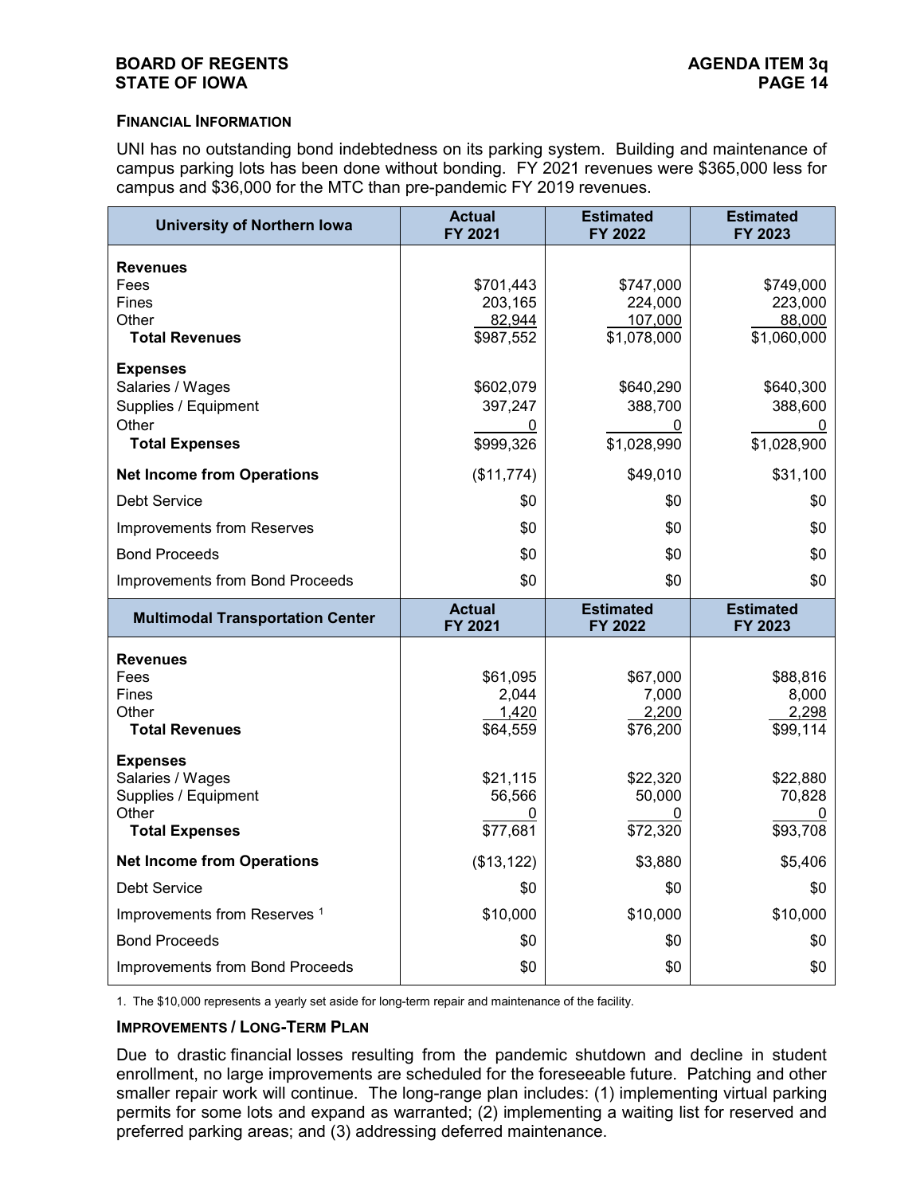### FINANCIAL INFORMATION

UNI has no outstanding bond indebtedness on its parking system. Building and maintenance of campus parking lots has been done without bonding. FY 2021 revenues were $365,000 less for campus and $36,000 for the MTC than pre-pandemic FY 2019 revenues.

| University of Northern Iowa | Actual FY 2021 | Estimated FY 2022 | Estimated FY 2023 |
|---|---|---|---|
| **Revenues** | | | |
| Fees | $701,443 | $747,000 | $749,000 |
| Fines | 203,165 | 224,000 | 223,000 |
| Other | 82,944 | 107,000 | 88,000 |
| **Total Revenues** | $987,552 | $1,078,000 | $1,060,000 |
| **Expenses** | | | |
| Salaries / Wages | $602,079 | $640,290 | $640,300 |
| Supplies / Equipment | 397,247 | 388,700 | 388,600 |
| Other | 0 | 0 | 0 |
| **Total Expenses** | $999,326 | $1,028,990 | $1,028,900 |
| **Net Income from Operations** | ($11,774) | $49,010 | $31,100 |
| Debt Service | $0 | $0 | $0 |
| Improvements from Reserves | $0 | $0 | $0 |
| Bond Proceeds | $0 | $0 | $0 |
| Improvements from Bond Proceeds | $0 | $0 | $0 |

| Multimodal Transportation Center | Actual FY 2021 | Estimated FY 2022 | Estimated FY 2023 |
|---|---|---|---|
| **Revenues** | | | |
| Fees | $61,095 | $67,000 | $88,816 |
| Fines | 2,044 | 7,000 | 8,000 |
| Other | 1,420 | 2,200 | 2,298 |
| **Total Revenues** | $64,559 | $76,200 | $99,114 |
| **Expenses** | | | |
| Salaries / Wages | $21,115 | $22,320 | $22,880 |
| Supplies / Equipment | 56,566 | 50,000 | 70,828 |
| Other | 0 | 0 | 0 |
| **Total Expenses** | $77,681 | $72,320 | $93,708 |
| **Net Income from Operations** | ($13,122) | $3,880 | $5,406 |
| Debt Service | $0 | $0 | $0 |
| Improvements from Reserves [1] | $10,000 | $10,000 | $10,000 |
| Bond Proceeds | $0 | $0 | $0 |
| Improvements from Bond Proceeds | $0 | $0 | $0 |

1. The $10,000 represents a yearly set aside for long-term repair and maintenance of the facility.

### IMPROVEMENTS / LONG-TERM PLAN

Due to drastic financial losses resulting from the pandemic shutdown and decline in student enrollment, no large improvements are scheduled for the foreseeable future. Patching and other smaller repair work will continue. The long-range plan includes: (1) implementing virtual parking permits for some lots and expand as warranted; (2) implementing a waiting list for reserved and preferred parking areas; and (3) addressing deferred maintenance.